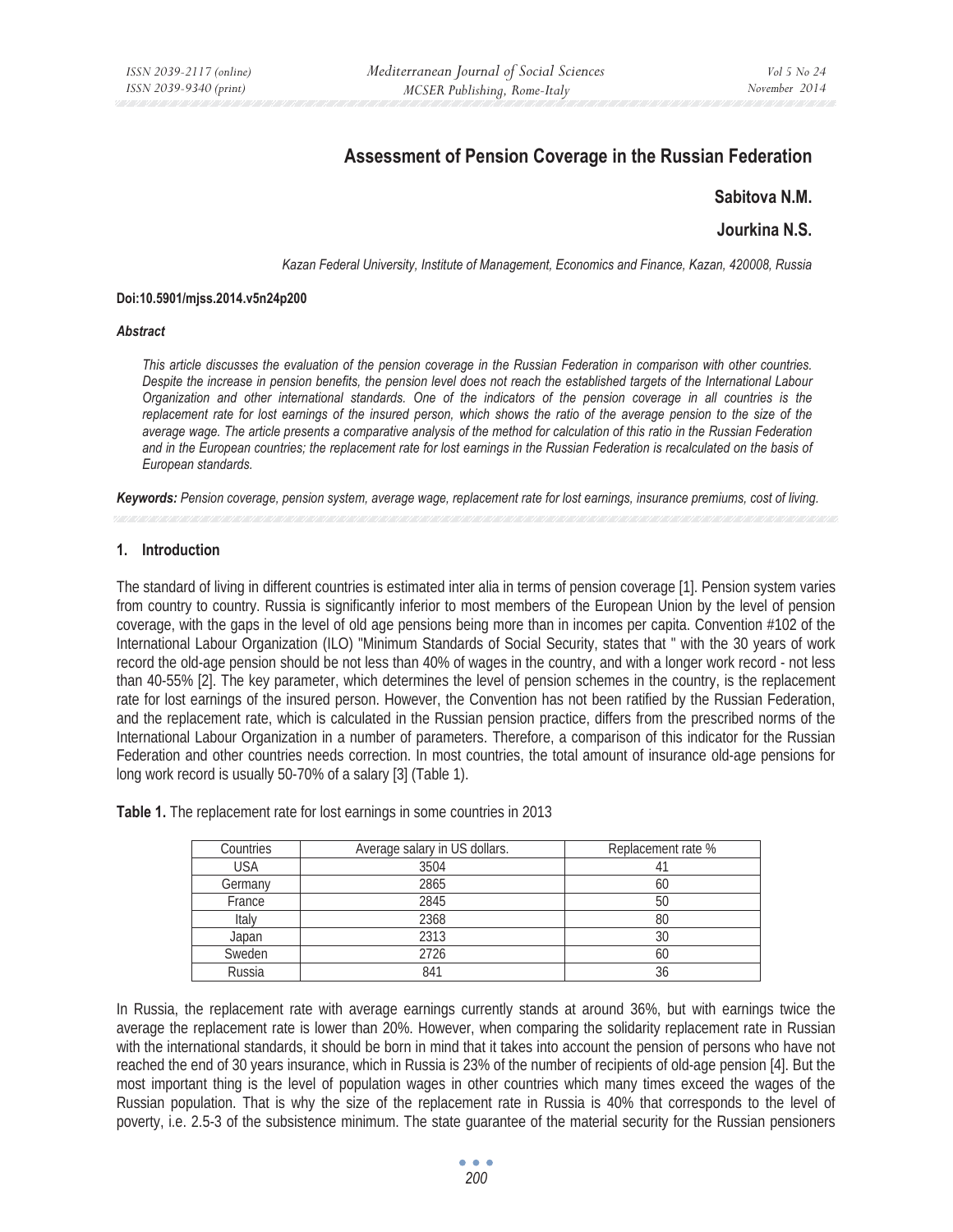# Assessment of Pension Coverage in the Russian Federation

**Sabitova N.M.**

**Jourkina N.S.**

*Kazan Federal University, Institute of Management, Economics and Finance, Kazan, 420008, Russia*

**Doi:10.5901/mjss.2014.v5n24p200**

***Abstract***

*This article discusses the evaluation of the pension coverage in the Russian Federation in comparison with other countries. Despite the increase in pension benefits, the pension level does not reach the established targets of the International Labour Organization and other international standards. One of the indicators of the pension coverage in all countries is the replacement rate for lost earnings of the insured person, which shows the ratio of the average pension to the size of the average wage. The article presents a comparative analysis of the method for calculation of this ratio in the Russian Federation and in the European countries; the replacement rate for lost earnings in the Russian Federation is recalculated on the basis of European standards.*

***Keywords:*** *Pension coverage, pension system, average wage, replacement rate for lost earnings, insurance premiums, cost of living.*

## 1. Introduction

The standard of living in different countries is estimated inter alia in terms of pension coverage [1]. Pension system varies from country to country. Russia is significantly inferior to most members of the European Union by the level of pension coverage, with the gaps in the level of old age pensions being more than in incomes per capita. Convention #102 of the International Labour Organization (ILO) "Minimum Standards of Social Security, states that " with the 30 years of work record the old-age pension should be not less than 40% of wages in the country, and with a longer work record - not less than 40-55% [2]. The key parameter, which determines the level of pension schemes in the country, is the replacement rate for lost earnings of the insured person. However, the Convention has not been ratified by the Russian Federation, and the replacement rate, which is calculated in the Russian pension practice, differs from the prescribed norms of the International Labour Organization in a number of parameters. Therefore, a comparison of this indicator for the Russian Federation and other countries needs correction. In most countries, the total amount of insurance old-age pensions for long work record is usually 50-70% of a salary [3] (Table 1).

**Table 1.** The replacement rate for lost earnings in some countries in 2013

| Countries | Average salary in US dollars. | Replacement rate % |
|---|---|---|
| USA | 3504 | 41 |
| Germany | 2865 | 60 |
| France | 2845 | 50 |
| Italy | 2368 | 80 |
| Japan | 2313 | 30 |
| Sweden | 2726 | 60 |
| Russia | 841 | 36 |

In Russia, the replacement rate with average earnings currently stands at around 36%, but with earnings twice the average the replacement rate is lower than 20%. However, when comparing the solidarity replacement rate in Russian with the international standards, it should be born in mind that it takes into account the pension of persons who have not reached the end of 30 years insurance, which in Russia is 23% of the number of recipients of old-age pension [4]. But the most important thing is the level of population wages in other countries which many times exceed the wages of the Russian population. That is why the size of the replacement rate in Russia is 40% that corresponds to the level of poverty, i.e. 2.5-3 of the subsistence minimum. The state guarantee of the material security for the Russian pensioners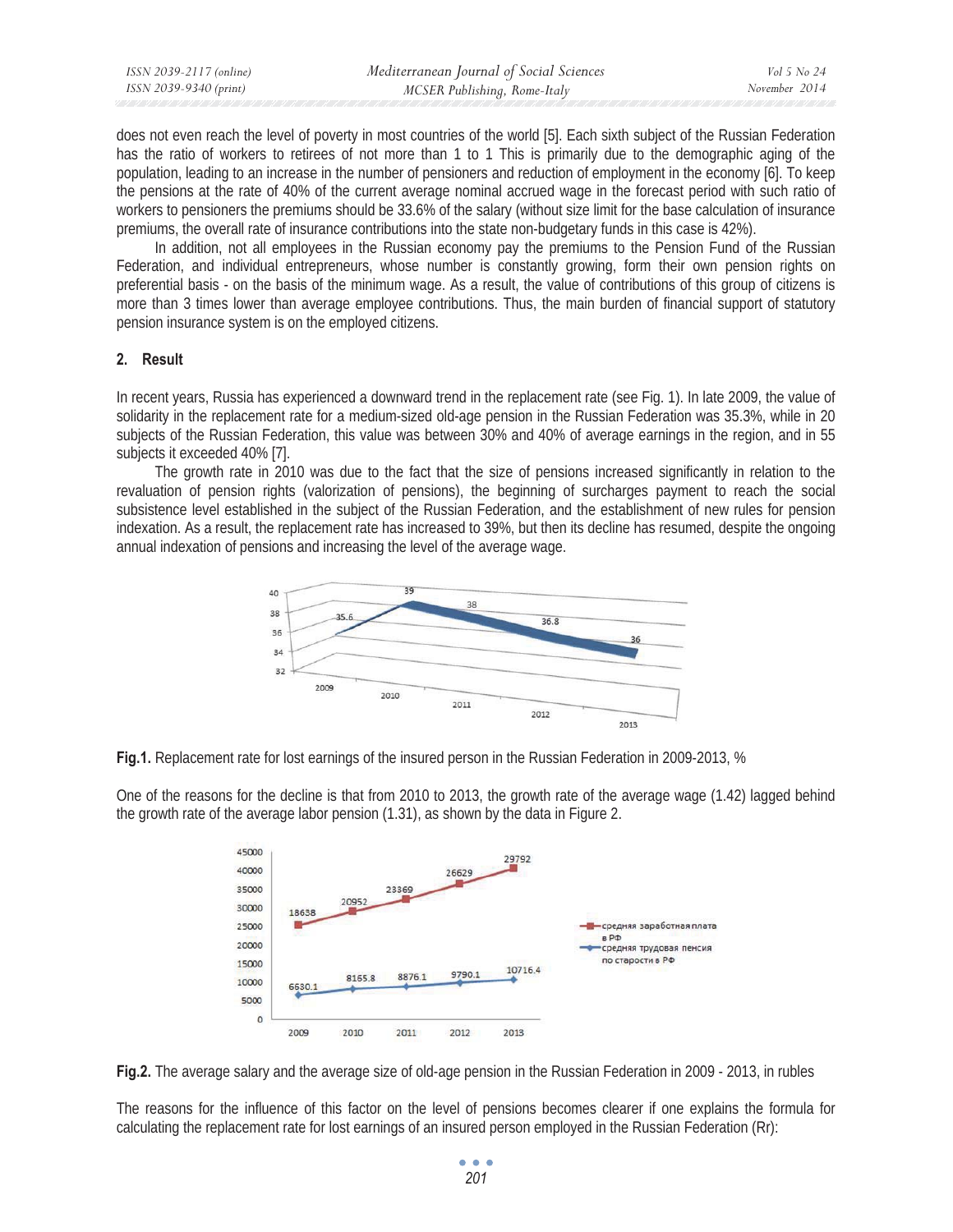does not even reach the level of poverty in most countries of the world [5]. Each sixth subject of the Russian Federation has the ratio of workers to retirees of not more than 1 to 1 This is primarily due to the demographic aging of the population, leading to an increase in the number of pensioners and reduction of employment in the economy [6]. To keep the pensions at the rate of 40% of the current average nominal accrued wage in the forecast period with such ratio of workers to pensioners the premiums should be 33.6% of the salary (without size limit for the base calculation of insurance premiums, the overall rate of insurance contributions into the state non-budgetary funds in this case is 42%).

In addition, not all employees in the Russian economy pay the premiums to the Pension Fund of the Russian Federation, and individual entrepreneurs, whose number is constantly growing, form their own pension rights on preferential basis - on the basis of the minimum wage. As a result, the value of contributions of this group of citizens is more than 3 times lower than average employee contributions. Thus, the main burden of financial support of statutory pension insurance system is on the employed citizens.

## 2. Result

In recent years, Russia has experienced a downward trend in the replacement rate (see Fig. 1). In late 2009, the value of solidarity in the replacement rate for a medium-sized old-age pension in the Russian Federation was 35.3%, while in 20 subjects of the Russian Federation, this value was between 30% and 40% of average earnings in the region, and in 55 subjects it exceeded 40% [7].

The growth rate in 2010 was due to the fact that the size of pensions increased significantly in relation to the revaluation of pension rights (valorization of pensions), the beginning of surcharges payment to reach the social subsistence level established in the subject of the Russian Federation, and the establishment of new rules for pension indexation. As a result, the replacement rate has increased to 39%, but then its decline has resumed, despite the ongoing annual indexation of pensions and increasing the level of the average wage.

**Fig.1.** Replacement rate for lost earnings of the insured person in the Russian Federation in 2009-2013, %

One of the reasons for the decline is that from 2010 to 2013, the growth rate of the average wage (1.42) lagged behind the growth rate of the average labor pension (1.31), as shown by the data in Figure 2.

**Fig.2.** The average salary and the average size of old-age pension in the Russian Federation in 2009 - 2013, in rubles

The reasons for the influence of this factor on the level of pensions becomes clearer if one explains the formula for calculating the replacement rate for lost earnings of an insured person employed in the Russian Federation (Rr):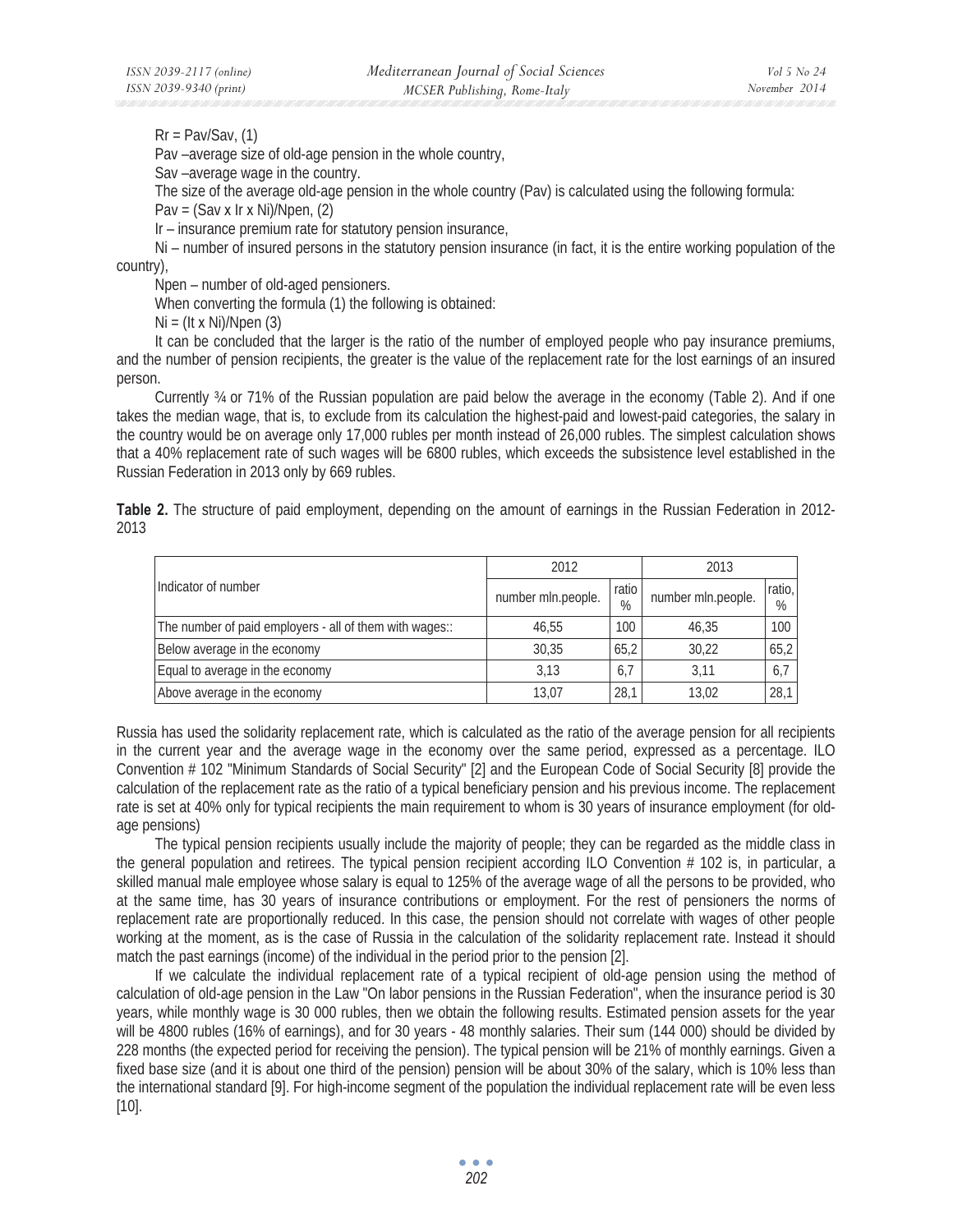$Rr = Pav/Sav$, (1)

Pav –average size of old-age pension in the whole country,

Sav –average wage in the country.

The size of the average old-age pension in the whole country (Pav) is calculated using the following formula:

$Pav = (Sav \times Ir \times Ni)/Npen$, (2)

Ir – insurance premium rate for statutory pension insurance,

Ni – number of insured persons in the statutory pension insurance (in fact, it is the entire working population of the country),

Npen – number of old-aged pensioners.

When converting the formula (1) the following is obtained:

$Ni = (It \times Ni)/Npen$ (3)

It can be concluded that the larger is the ratio of the number of employed people who pay insurance premiums, and the number of pension recipients, the greater is the value of the replacement rate for the lost earnings of an insured person.

Currently ¾ or 71% of the Russian population are paid below the average in the economy (Table 2). And if one takes the median wage, that is, to exclude from its calculation the highest-paid and lowest-paid categories, the salary in the country would be on average only 17,000 rubles per month instead of 26,000 rubles. The simplest calculation shows that a 40% replacement rate of such wages will be 6800 rubles, which exceeds the subsistence level established in the Russian Federation in 2013 only by 669 rubles.

**Table 2.** The structure of paid employment, depending on the amount of earnings in the Russian Federation in 2012-2013

| Indicator of number | 2012 | | 2013 | |
|---|---|---|---|---|
| | number mln.people. | ratio % | number mln.people. | ratio, % |
| The number of paid employers - all of them with wages:: | 46,55 | 100 | 46,35 | 100 |
| Below average in the economy | 30,35 | 65,2 | 30,22 | 65,2 |
| Equal to average in the economy | 3,13 | 6,7 | 3,11 | 6,7 |
| Above average in the economy | 13,07 | 28,1 | 13,02 | 28,1 |

Russia has used the solidarity replacement rate, which is calculated as the ratio of the average pension for all recipients in the current year and the average wage in the economy over the same period, expressed as a percentage. ILO Convention # 102 "Minimum Standards of Social Security" [2] and the European Code of Social Security [8] provide the calculation of the replacement rate as the ratio of a typical beneficiary pension and his previous income. The replacement rate is set at 40% only for typical recipients the main requirement to whom is 30 years of insurance employment (for old-age pensions)

The typical pension recipients usually include the majority of people; they can be regarded as the middle class in the general population and retirees. The typical pension recipient according ILO Convention # 102 is, in particular, a skilled manual male employee whose salary is equal to 125% of the average wage of all the persons to be provided, who at the same time, has 30 years of insurance contributions or employment. For the rest of pensioners the norms of replacement rate are proportionally reduced. In this case, the pension should not correlate with wages of other people working at the moment, as is the case of Russia in the calculation of the solidarity replacement rate. Instead it should match the past earnings (income) of the individual in the period prior to the pension [2].

If we calculate the individual replacement rate of a typical recipient of old-age pension using the method of calculation of old-age pension in the Law "On labor pensions in the Russian Federation", when the insurance period is 30 years, while monthly wage is 30 000 rubles, then we obtain the following results. Estimated pension assets for the year will be 4800 rubles (16% of earnings), and for 30 years - 48 monthly salaries. Their sum (144 000) should be divided by 228 months (the expected period for receiving the pension). The typical pension will be 21% of monthly earnings. Given a fixed base size (and it is about one third of the pension) pension will be about 30% of the salary, which is 10% less than the international standard [9]. For high-income segment of the population the individual replacement rate will be even less [10].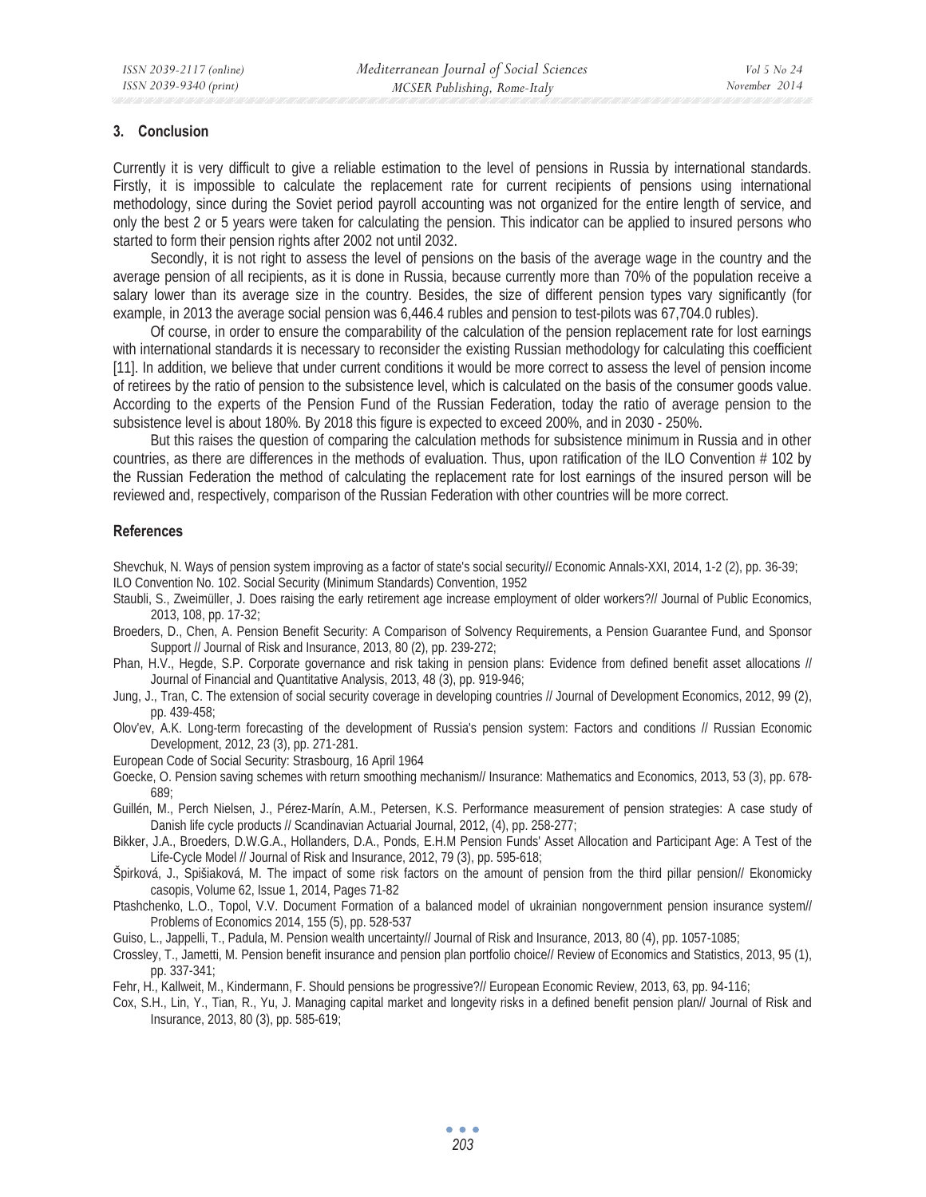## 3. Conclusion

Currently it is very difficult to give a reliable estimation to the level of pensions in Russia by international standards. Firstly, it is impossible to calculate the replacement rate for current recipients of pensions using international methodology, since during the Soviet period payroll accounting was not organized for the entire length of service, and only the best 2 or 5 years were taken for calculating the pension. This indicator can be applied to insured persons who started to form their pension rights after 2002 not until 2032.

Secondly, it is not right to assess the level of pensions on the basis of the average wage in the country and the average pension of all recipients, as it is done in Russia, because currently more than 70% of the population receive a salary lower than its average size in the country. Besides, the size of different pension types vary significantly (for example, in 2013 the average social pension was 6,446.4 rubles and pension to test-pilots was 67,704.0 rubles).

Of course, in order to ensure the comparability of the calculation of the pension replacement rate for lost earnings with international standards it is necessary to reconsider the existing Russian methodology for calculating this coefficient [11]. In addition, we believe that under current conditions it would be more correct to assess the level of pension income of retirees by the ratio of pension to the subsistence level, which is calculated on the basis of the consumer goods value. According to the experts of the Pension Fund of the Russian Federation, today the ratio of average pension to the subsistence level is about 180%. By 2018 this figure is expected to exceed 200%, and in 2030 - 250%.

But this raises the question of comparing the calculation methods for subsistence minimum in Russia and in other countries, as there are differences in the methods of evaluation. Thus, upon ratification of the ILO Convention # 102 by the Russian Federation the method of calculating the replacement rate for lost earnings of the insured person will be reviewed and, respectively, comparison of the Russian Federation with other countries will be more correct.

## References

Shevchuk, N. Ways of pension system improving as a factor of state's social security// Economic Annals-XXI, 2014, 1-2 (2), pp. 36-39;

ILO Convention No. 102. Social Security (Minimum Standards) Convention, 1952

Staubli, S., Zweimüller, J. Does raising the early retirement age increase employment of older workers?// Journal of Public Economics, 2013, 108, pp. 17-32;

Broeders, D., Chen, A. Pension Benefit Security: A Comparison of Solvency Requirements, a Pension Guarantee Fund, and Sponsor Support // Journal of Risk and Insurance, 2013, 80 (2), pp. 239-272;

Phan, H.V., Hegde, S.P. Corporate governance and risk taking in pension plans: Evidence from defined benefit asset allocations // Journal of Financial and Quantitative Analysis, 2013, 48 (3), pp. 919-946;

Jung, J., Tran, C. The extension of social security coverage in developing countries // Journal of Development Economics, 2012, 99 (2), pp. 439-458;

Olov'ev, A.K. Long-term forecasting of the development of Russia's pension system: Factors and conditions // Russian Economic Development, 2012, 23 (3), pp. 271-281.

European Code of Social Security: Strasbourg, 16 April 1964

Goecke, O. Pension saving schemes with return smoothing mechanism// Insurance: Mathematics and Economics, 2013, 53 (3), pp. 678-689;

Guillén, M., Perch Nielsen, J., Pérez-Marín, A.M., Petersen, K.S. Performance measurement of pension strategies: A case study of Danish life cycle products // Scandinavian Actuarial Journal, 2012, (4), pp. 258-277;

Bikker, J.A., Broeders, D.W.G.A., Hollanders, D.A., Ponds, E.H.M Pension Funds' Asset Allocation and Participant Age: A Test of the Life-Cycle Model // Journal of Risk and Insurance, 2012, 79 (3), pp. 595-618;

Špirková, J., Spišiaková, M. The impact of some risk factors on the amount of pension from the third pillar pension// Ekonomicky casopis, Volume 62, Issue 1, 2014, Pages 71-82

Ptashchenko, L.O., Topol, V.V. Document Formation of a balanced model of ukrainian nongovernment pension insurance system// Problems of Economics 2014, 155 (5), pp. 528-537

Guiso, L., Jappelli, T., Padula, M. Pension wealth uncertainty// Journal of Risk and Insurance, 2013, 80 (4), pp. 1057-1085;

Crossley, T., Jametti, M. Pension benefit insurance and pension plan portfolio choice// Review of Economics and Statistics, 2013, 95 (1), pp. 337-341;

Fehr, H., Kallweit, M., Kindermann, F. Should pensions be progressive?// European Economic Review, 2013, 63, pp. 94-116;

Cox, S.H., Lin, Y., Tian, R., Yu, J. Managing capital market and longevity risks in a defined benefit pension plan// Journal of Risk and Insurance, 2013, 80 (3), pp. 585-619;